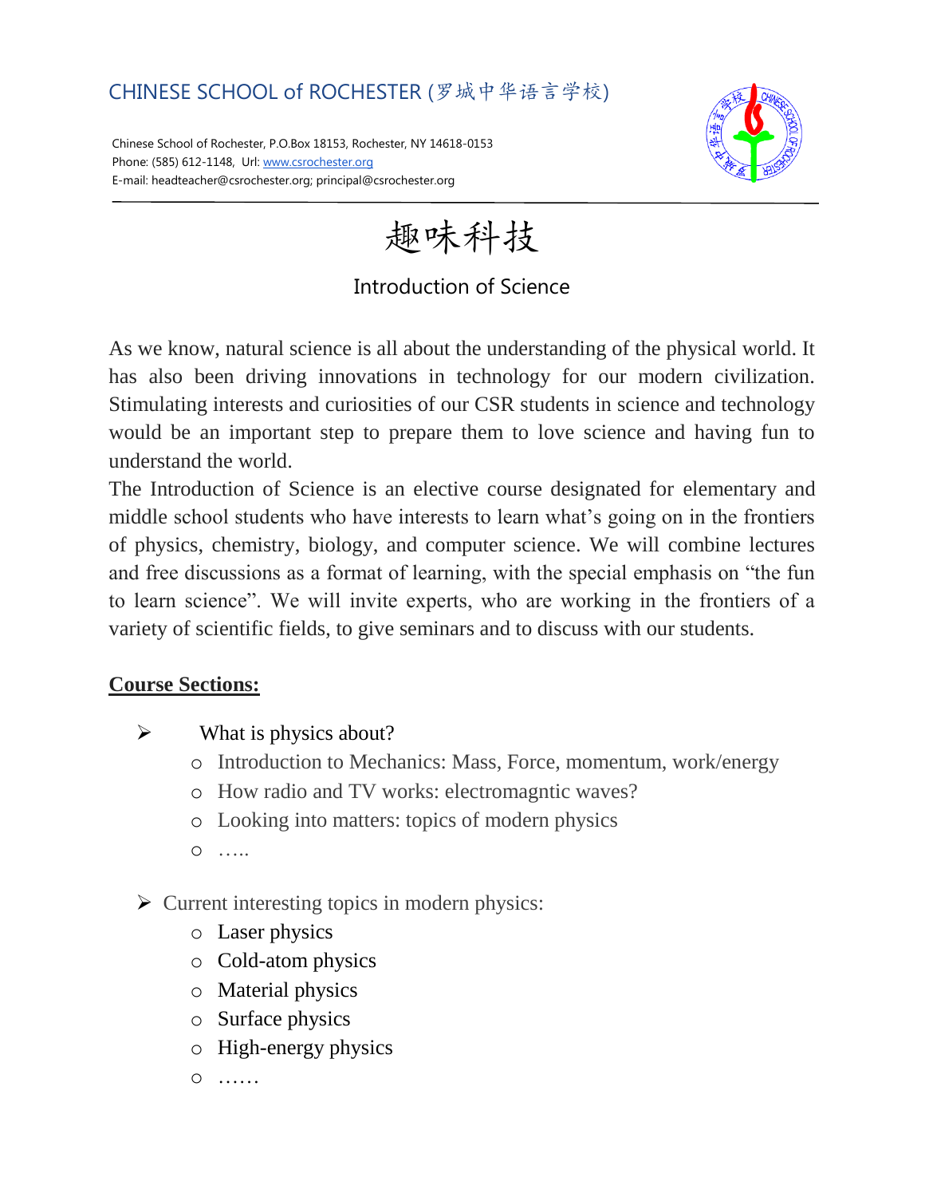CHINESE SCHOOL of ROCHESTER (罗城中华语言学校)

Chinese School of Rochester, P.O.Box 18153, Rochester, NY 14618-0153
Phone: (585) 612-1148, Url: www.csrochester.org
E-mail: headteacher@csrochester.org; principal@csrochester.org

# 趣味科技

## Introduction of Science

As we know, natural science is all about the understanding of the physical world. It has also been driving innovations in technology for our modern civilization. Stimulating interests and curiosities of our CSR students in science and technology would be an important step to prepare them to love science and having fun to understand the world.

The Introduction of Science is an elective course designated for elementary and middle school students who have interests to learn what's going on in the frontiers of physics, chemistry, biology, and computer science. We will combine lectures and free discussions as a format of learning, with the special emphasis on "the fun to learn science". We will invite experts, who are working in the frontiers of a variety of scientific fields, to give seminars and to discuss with our students.

**Course Sections:**

- What is physics about?
  - Introduction to Mechanics: Mass, Force, momentum, work/energy
  - How radio and TV works: electromagntic waves?
  - Looking into matters: topics of modern physics
  - …..

- Current interesting topics in modern physics:
  - Laser physics
  - Cold-atom physics
  - Material physics
  - Surface physics
  - High-energy physics
  - ……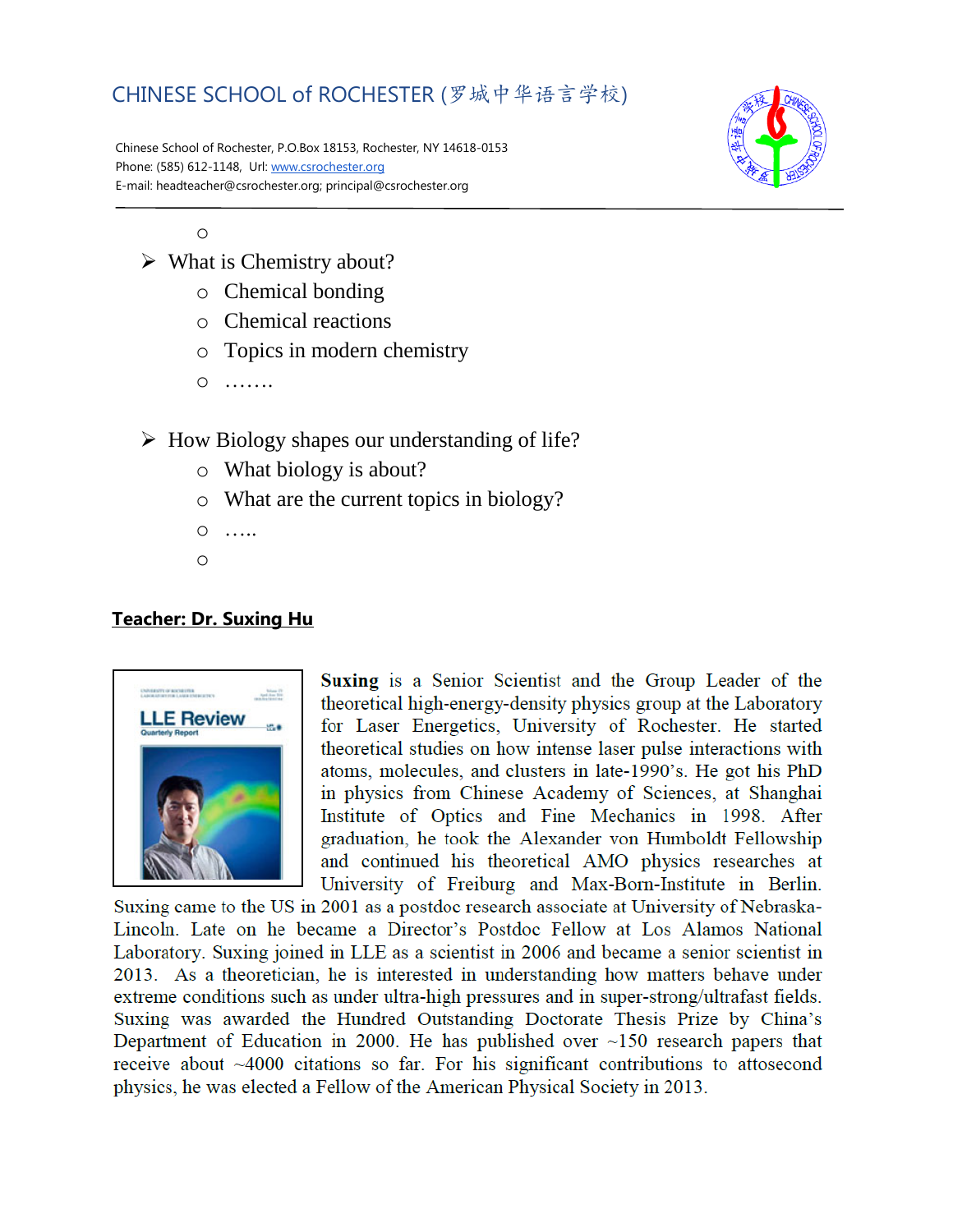- What is Chemistry about?
  - Chemical bonding
  - Chemical reactions
  - Topics in modern chemistry
  - …….

- How Biology shapes our understanding of life?
  - What biology is about?
  - What are the current topics in biology?
  - …..

**Teacher: Dr. Suxing Hu**

**Suxing** is a Senior Scientist and the Group Leader of the theoretical high-energy-density physics group at the Laboratory for Laser Energetics, University of Rochester. He started theoretical studies on how intense laser pulse interactions with atoms, molecules, and clusters in late-1990's. He got his PhD in physics from Chinese Academy of Sciences, at Shanghai Institute of Optics and Fine Mechanics in 1998. After graduation, he took the Alexander von Humboldt Fellowship and continued his theoretical AMO physics researches at University of Freiburg and Max-Born-Institute in Berlin. Suxing came to the US in 2001 as a postdoc research associate at University of Nebraska-Lincoln. Late on he became a Director's Postdoc Fellow at Los Alamos National Laboratory. Suxing joined in LLE as a scientist in 2006 and became a senior scientist in 2013. As a theoretician, he is interested in understanding how matters behave under extreme conditions such as under ultra-high pressures and in super-strong/ultrafast fields. Suxing was awarded the Hundred Outstanding Doctorate Thesis Prize by China's Department of Education in 2000. He has published over ~150 research papers that receive about ~4000 citations so far. For his significant contributions to attosecond physics, he was elected a Fellow of the American Physical Society in 2013.